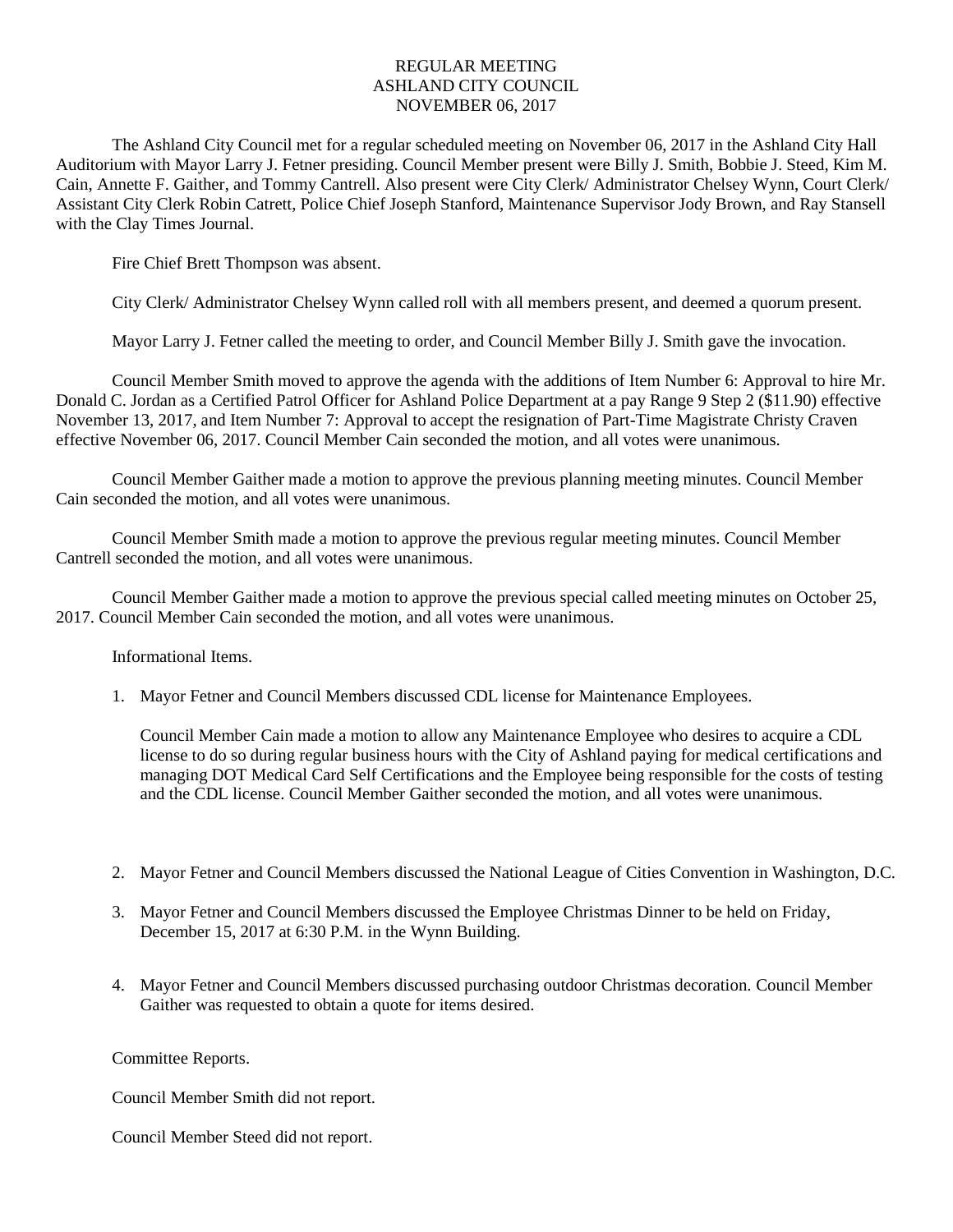# REGULAR MEETING
# ASHLAND CITY COUNCIL
# NOVEMBER 06, 2017

The Ashland City Council met for a regular scheduled meeting on November 06, 2017 in the Ashland City Hall Auditorium with Mayor Larry J. Fetner presiding. Council Member present were Billy J. Smith, Bobbie J. Steed, Kim M. Cain, Annette F. Gaither, and Tommy Cantrell. Also present were City Clerk/ Administrator Chelsey Wynn, Court Clerk/ Assistant City Clerk Robin Catrett, Police Chief Joseph Stanford, Maintenance Supervisor Jody Brown, and Ray Stansell with the Clay Times Journal.

Fire Chief Brett Thompson was absent.

City Clerk/ Administrator Chelsey Wynn called roll with all members present, and deemed a quorum present.

Mayor Larry J. Fetner called the meeting to order, and Council Member Billy J. Smith gave the invocation.

Council Member Smith moved to approve the agenda with the additions of Item Number 6: Approval to hire Mr. Donald C. Jordan as a Certified Patrol Officer for Ashland Police Department at a pay Range 9 Step 2 ($11.90) effective November 13, 2017, and Item Number 7: Approval to accept the resignation of Part-Time Magistrate Christy Craven effective November 06, 2017. Council Member Cain seconded the motion, and all votes were unanimous.

Council Member Gaither made a motion to approve the previous planning meeting minutes. Council Member Cain seconded the motion, and all votes were unanimous.

Council Member Smith made a motion to approve the previous regular meeting minutes. Council Member Cantrell seconded the motion, and all votes were unanimous.

Council Member Gaither made a motion to approve the previous special called meeting minutes on October 25, 2017. Council Member Cain seconded the motion, and all votes were unanimous.

Informational Items.

1. Mayor Fetner and Council Members discussed CDL license for Maintenance Employees.

   Council Member Cain made a motion to allow any Maintenance Employee who desires to acquire a CDL license to do so during regular business hours with the City of Ashland paying for medical certifications and managing DOT Medical Card Self Certifications and the Employee being responsible for the costs of testing and the CDL license. Council Member Gaither seconded the motion, and all votes were unanimous.

2. Mayor Fetner and Council Members discussed the National League of Cities Convention in Washington, D.C.

3. Mayor Fetner and Council Members discussed the Employee Christmas Dinner to be held on Friday, December 15, 2017 at 6:30 P.M. in the Wynn Building.

4. Mayor Fetner and Council Members discussed purchasing outdoor Christmas decoration. Council Member Gaither was requested to obtain a quote for items desired.

Committee Reports.

Council Member Smith did not report.

Council Member Steed did not report.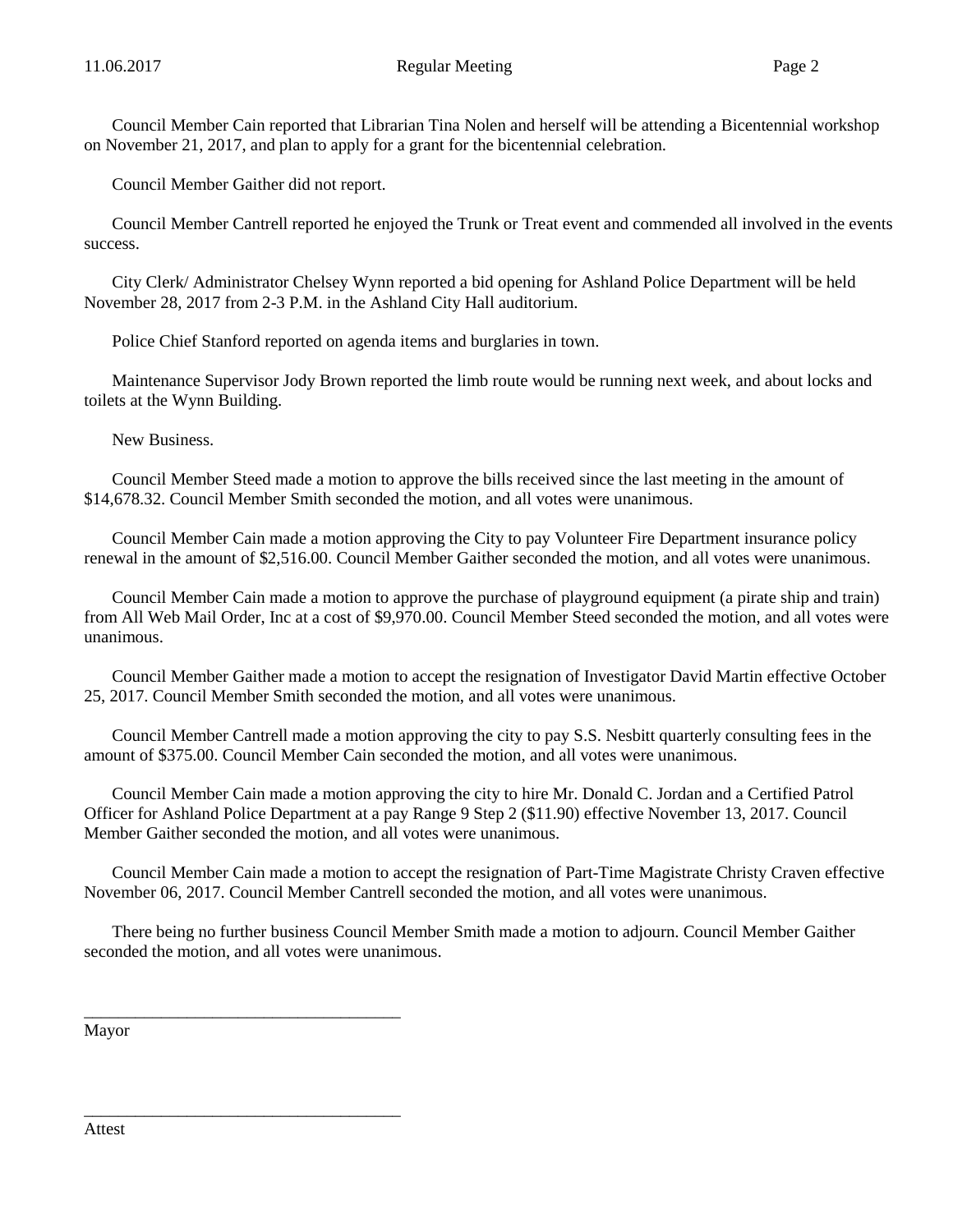Council Member Cain reported that Librarian Tina Nolen and herself will be attending a Bicentennial workshop on November 21, 2017, and plan to apply for a grant for the bicentennial celebration.

Council Member Gaither did not report.

Council Member Cantrell reported he enjoyed the Trunk or Treat event and commended all involved in the events success.

City Clerk/ Administrator Chelsey Wynn reported a bid opening for Ashland Police Department will be held November 28, 2017 from 2-3 P.M. in the Ashland City Hall auditorium.

Police Chief Stanford reported on agenda items and burglaries in town.

Maintenance Supervisor Jody Brown reported the limb route would be running next week, and about locks and toilets at the Wynn Building.

New Business.

Council Member Steed made a motion to approve the bills received since the last meeting in the amount of $14,678.32. Council Member Smith seconded the motion, and all votes were unanimous.

Council Member Cain made a motion approving the City to pay Volunteer Fire Department insurance policy renewal in the amount of $2,516.00. Council Member Gaither seconded the motion, and all votes were unanimous.

Council Member Cain made a motion to approve the purchase of playground equipment (a pirate ship and train) from All Web Mail Order, Inc at a cost of $9,970.00. Council Member Steed seconded the motion, and all votes were unanimous.

Council Member Gaither made a motion to accept the resignation of Investigator David Martin effective October 25, 2017. Council Member Smith seconded the motion, and all votes were unanimous.

Council Member Cantrell made a motion approving the city to pay S.S. Nesbitt quarterly consulting fees in the amount of $375.00. Council Member Cain seconded the motion, and all votes were unanimous.

Council Member Cain made a motion approving the city to hire Mr. Donald C. Jordan and a Certified Patrol Officer for Ashland Police Department at a pay Range 9 Step 2 ($11.90) effective November 13, 2017. Council Member Gaither seconded the motion, and all votes were unanimous.

Council Member Cain made a motion to accept the resignation of Part-Time Magistrate Christy Craven effective November 06, 2017. Council Member Cantrell seconded the motion, and all votes were unanimous.

There being no further business Council Member Smith made a motion to adjourn. Council Member Gaither seconded the motion, and all votes were unanimous.

_____________________________________
Mayor

_____________________________________
Attest